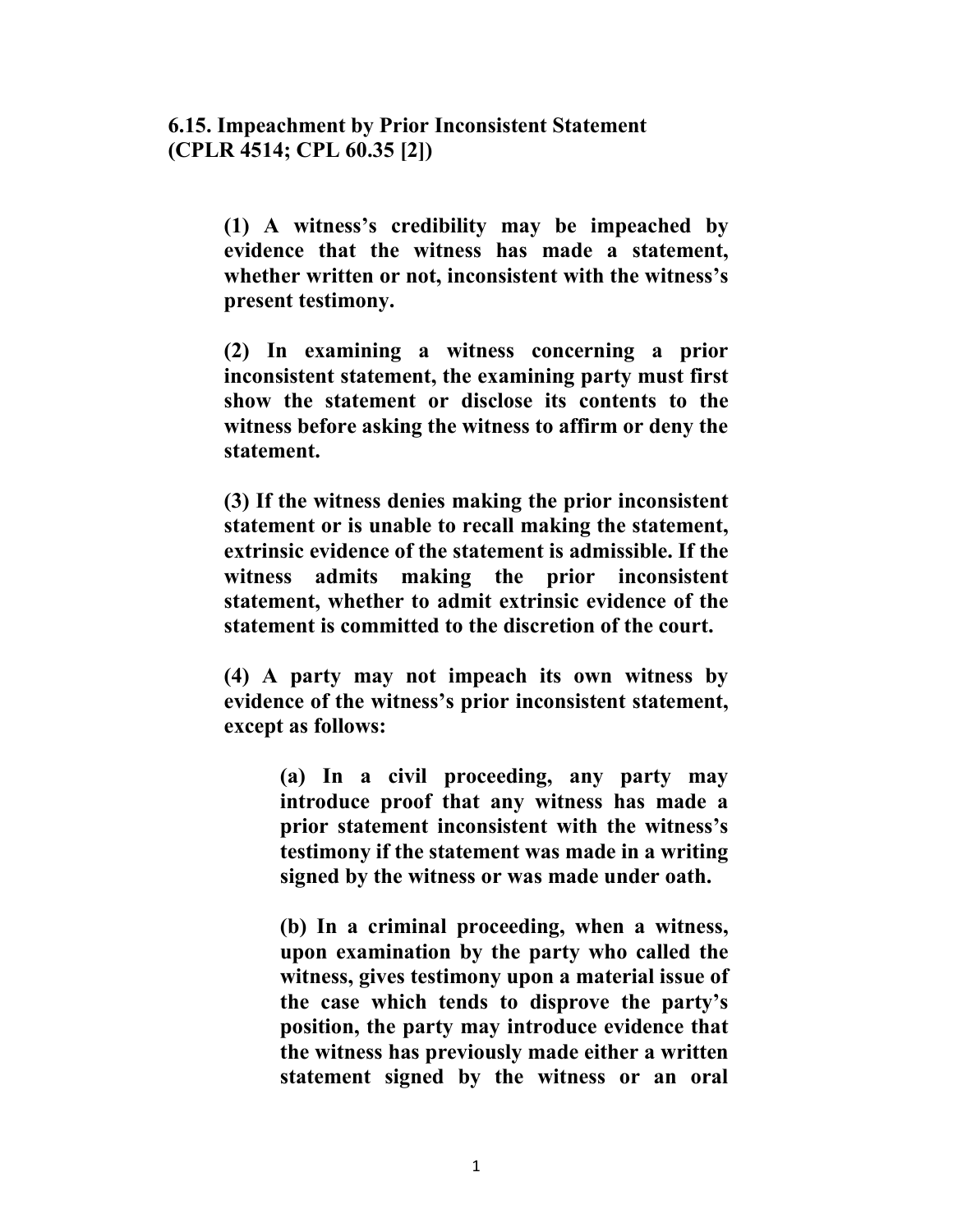**6.15. Impeachment by Prior Inconsistent Statement (CPLR 4514; CPL 60.35 [2])**

**(1) A witness's credibility may be impeached by evidence that the witness has made a statement, whether written or not, inconsistent with the witness's present testimony.**

**(2) In examining a witness concerning a prior inconsistent statement, the examining party must first show the statement or disclose its contents to the witness before asking the witness to affirm or deny the statement.**

**(3) If the witness denies making the prior inconsistent statement or is unable to recall making the statement, extrinsic evidence of the statement is admissible. If the witness admits making the prior inconsistent statement, whether to admit extrinsic evidence of the statement is committed to the discretion of the court.**

**(4) A party may not impeach its own witness by evidence of the witness's prior inconsistent statement, except as follows:**

> **(a) In a civil proceeding, any party may introduce proof that any witness has made a prior statement inconsistent with the witness's testimony if the statement was made in a writing signed by the witness or was made under oath.**
>
> **(b) In a criminal proceeding, when a witness, upon examination by the party who called the witness, gives testimony upon a material issue of the case which tends to disprove the party's position, the party may introduce evidence that the witness has previously made either a written statement signed by the witness or an oral**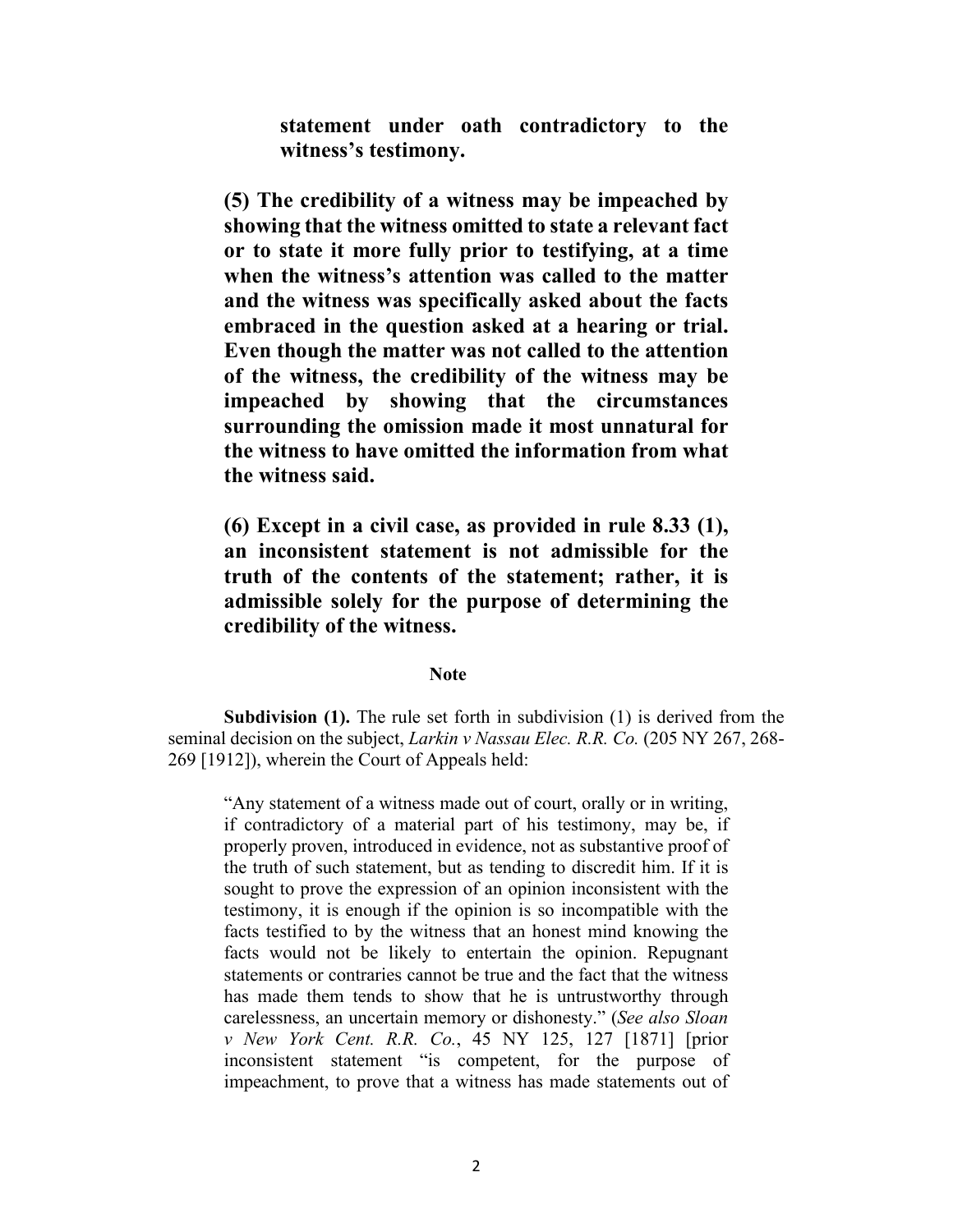**statement under oath contradictory to the witness's testimony.**

**(5) The credibility of a witness may be impeached by showing that the witness omitted to state a relevant fact or to state it more fully prior to testifying, at a time when the witness's attention was called to the matter and the witness was specifically asked about the facts embraced in the question asked at a hearing or trial. Even though the matter was not called to the attention of the witness, the credibility of the witness may be impeached by showing that the circumstances surrounding the omission made it most unnatural for the witness to have omitted the information from what the witness said.**

**(6) Except in a civil case, as provided in rule 8.33 (1), an inconsistent statement is not admissible for the truth of the contents of the statement; rather, it is admissible solely for the purpose of determining the credibility of the witness.**

**Note**

**Subdivision (1).** The rule set forth in subdivision (1) is derived from the seminal decision on the subject, *Larkin v Nassau Elec. R.R. Co.* (205 NY 267, 268-269 [1912]), wherein the Court of Appeals held:

> "Any statement of a witness made out of court, orally or in writing, if contradictory of a material part of his testimony, may be, if properly proven, introduced in evidence, not as substantive proof of the truth of such statement, but as tending to discredit him. If it is sought to prove the expression of an opinion inconsistent with the testimony, it is enough if the opinion is so incompatible with the facts testified to by the witness that an honest mind knowing the facts would not be likely to entertain the opinion. Repugnant statements or contraries cannot be true and the fact that the witness has made them tends to show that he is untrustworthy through carelessness, an uncertain memory or dishonesty." (*See also Sloan v New York Cent. R.R. Co.*, 45 NY 125, 127 [1871] [prior inconsistent statement "is competent, for the purpose of impeachment, to prove that a witness has made statements out of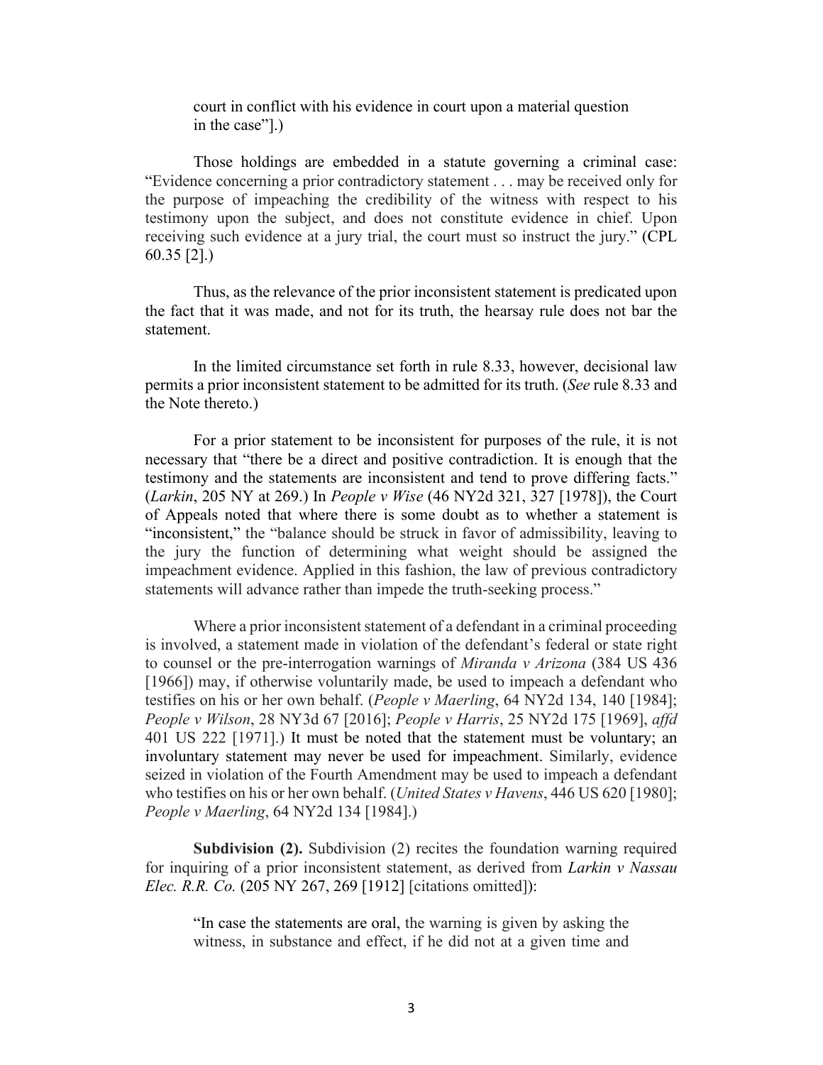> court in conflict with his evidence in court upon a material question in the case"].)

Those holdings are embedded in a statute governing a criminal case: "Evidence concerning a prior contradictory statement . . . may be received only for the purpose of impeaching the credibility of the witness with respect to his testimony upon the subject, and does not constitute evidence in chief. Upon receiving such evidence at a jury trial, the court must so instruct the jury." (CPL 60.35 [2].)

Thus, as the relevance of the prior inconsistent statement is predicated upon the fact that it was made, and not for its truth, the hearsay rule does not bar the statement.

In the limited circumstance set forth in rule 8.33, however, decisional law permits a prior inconsistent statement to be admitted for its truth. (*See* rule 8.33 and the Note thereto.)

For a prior statement to be inconsistent for purposes of the rule, it is not necessary that "there be a direct and positive contradiction. It is enough that the testimony and the statements are inconsistent and tend to prove differing facts." (*Larkin*, 205 NY at 269.) In *People v Wise* (46 NY2d 321, 327 [1978]), the Court of Appeals noted that where there is some doubt as to whether a statement is "inconsistent," the "balance should be struck in favor of admissibility, leaving to the jury the function of determining what weight should be assigned the impeachment evidence. Applied in this fashion, the law of previous contradictory statements will advance rather than impede the truth-seeking process."

Where a prior inconsistent statement of a defendant in a criminal proceeding is involved, a statement made in violation of the defendant's federal or state right to counsel or the pre-interrogation warnings of *Miranda v Arizona* (384 US 436 [1966]) may, if otherwise voluntarily made, be used to impeach a defendant who testifies on his or her own behalf. (*People v Maerling*, 64 NY2d 134, 140 [1984]; *People v Wilson*, 28 NY3d 67 [2016]; *People v Harris*, 25 NY2d 175 [1969], *affd* 401 US 222 [1971].) It must be noted that the statement must be voluntary; an involuntary statement may never be used for impeachment. Similarly, evidence seized in violation of the Fourth Amendment may be used to impeach a defendant who testifies on his or her own behalf. (*United States v Havens*, 446 US 620 [1980]; *People v Maerling*, 64 NY2d 134 [1984].)

**Subdivision (2).** Subdivision (2) recites the foundation warning required for inquiring of a prior inconsistent statement, as derived from *Larkin v Nassau Elec. R.R. Co.* (205 NY 267, 269 [1912] [citations omitted]):

> "In case the statements are oral, the warning is given by asking the witness, in substance and effect, if he did not at a given time and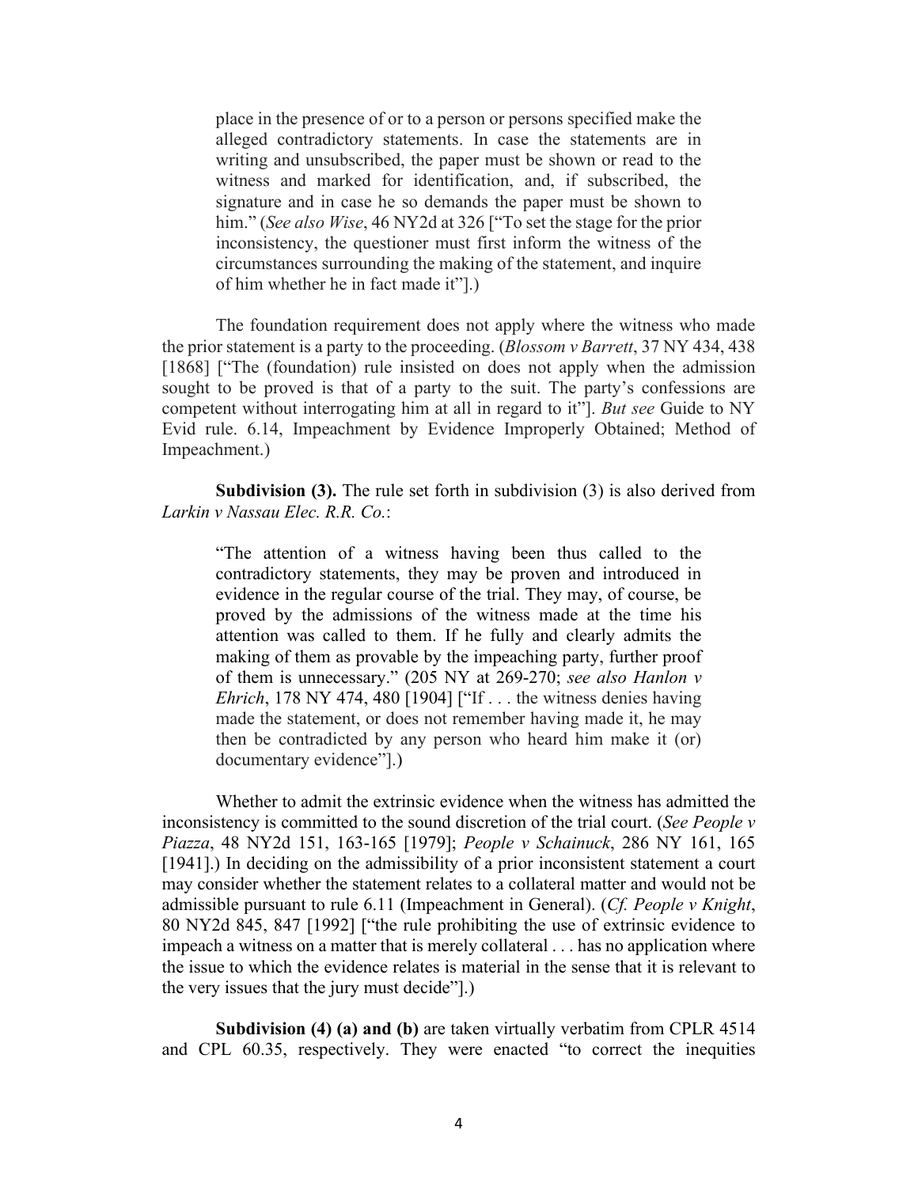> place in the presence of or to a person or persons specified make the alleged contradictory statements. In case the statements are in writing and unsubscribed, the paper must be shown or read to the witness and marked for identification, and, if subscribed, the signature and in case he so demands the paper must be shown to him." (*See also Wise*, 46 NY2d at 326 ["To set the stage for the prior inconsistency, the questioner must first inform the witness of the circumstances surrounding the making of the statement, and inquire of him whether he in fact made it"].)

The foundation requirement does not apply where the witness who made the prior statement is a party to the proceeding. (*Blossom v Barrett*, 37 NY 434, 438 [1868] ["The (foundation) rule insisted on does not apply when the admission sought to be proved is that of a party to the suit. The party's confessions are competent without interrogating him at all in regard to it"]. *But see* Guide to NY Evid rule. 6.14, Impeachment by Evidence Improperly Obtained; Method of Impeachment.)

**Subdivision (3).** The rule set forth in subdivision (3) is also derived from *Larkin v Nassau Elec. R.R. Co.*:

> "The attention of a witness having been thus called to the contradictory statements, they may be proven and introduced in evidence in the regular course of the trial. They may, of course, be proved by the admissions of the witness made at the time his attention was called to them. If he fully and clearly admits the making of them as provable by the impeaching party, further proof of them is unnecessary." (205 NY at 269-270; *see also Hanlon v Ehrich*, 178 NY 474, 480 [1904] ["If . . . the witness denies having made the statement, or does not remember having made it, he may then be contradicted by any person who heard him make it (or) documentary evidence"].)

Whether to admit the extrinsic evidence when the witness has admitted the inconsistency is committed to the sound discretion of the trial court. (*See People v Piazza*, 48 NY2d 151, 163-165 [1979]; *People v Schainuck*, 286 NY 161, 165 [1941].) In deciding on the admissibility of a prior inconsistent statement a court may consider whether the statement relates to a collateral matter and would not be admissible pursuant to rule 6.11 (Impeachment in General). (*Cf. People v Knight*, 80 NY2d 845, 847 [1992] ["the rule prohibiting the use of extrinsic evidence to impeach a witness on a matter that is merely collateral . . . has no application where the issue to which the evidence relates is material in the sense that it is relevant to the very issues that the jury must decide"].)

**Subdivision (4) (a) and (b)** are taken virtually verbatim from CPLR 4514 and CPL 60.35, respectively. They were enacted "to correct the inequities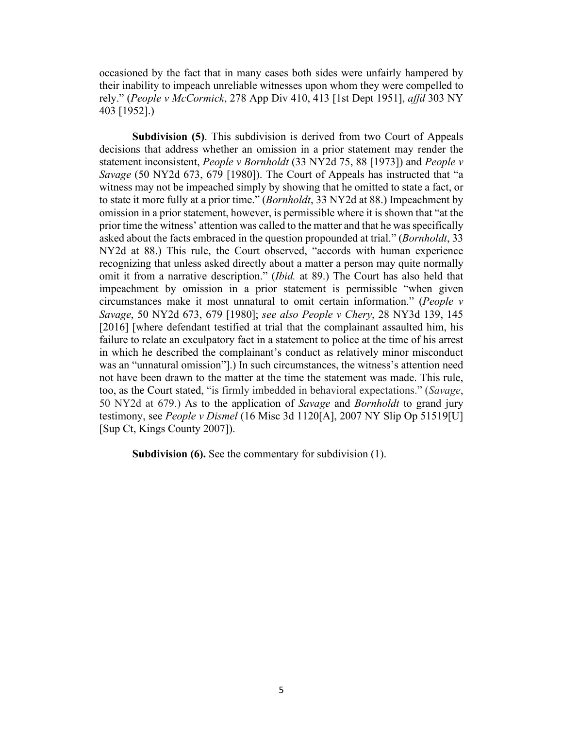occasioned by the fact that in many cases both sides were unfairly hampered by their inability to impeach unreliable witnesses upon whom they were compelled to rely." (*People v McCormick*, 278 App Div 410, 413 [1st Dept 1951], *affd* 303 NY 403 [1952].)

**Subdivision (5)**. This subdivision is derived from two Court of Appeals decisions that address whether an omission in a prior statement may render the statement inconsistent, *People v Bornholdt* (33 NY2d 75, 88 [1973]) and *People v Savage* (50 NY2d 673, 679 [1980]). The Court of Appeals has instructed that "a witness may not be impeached simply by showing that he omitted to state a fact, or to state it more fully at a prior time." (*Bornholdt*, 33 NY2d at 88.) Impeachment by omission in a prior statement, however, is permissible where it is shown that "at the prior time the witness' attention was called to the matter and that he was specifically asked about the facts embraced in the question propounded at trial." (*Bornholdt*, 33 NY2d at 88.) This rule, the Court observed, "accords with human experience recognizing that unless asked directly about a matter a person may quite normally omit it from a narrative description." (*Ibid.* at 89.) The Court has also held that impeachment by omission in a prior statement is permissible "when given circumstances make it most unnatural to omit certain information." (*People v Savage*, 50 NY2d 673, 679 [1980]; *see also People v Chery*, 28 NY3d 139, 145 [2016] [where defendant testified at trial that the complainant assaulted him, his failure to relate an exculpatory fact in a statement to police at the time of his arrest in which he described the complainant's conduct as relatively minor misconduct was an "unnatural omission"].) In such circumstances, the witness's attention need not have been drawn to the matter at the time the statement was made. This rule, too, as the Court stated, "is firmly imbedded in behavioral expectations." (*Savage*, 50 NY2d at 679.) As to the application of *Savage* and *Bornholdt* to grand jury testimony, see *People v Dismel* (16 Misc 3d 1120[A], 2007 NY Slip Op 51519[U] [Sup Ct, Kings County 2007]).

**Subdivision (6).** See the commentary for subdivision (1).